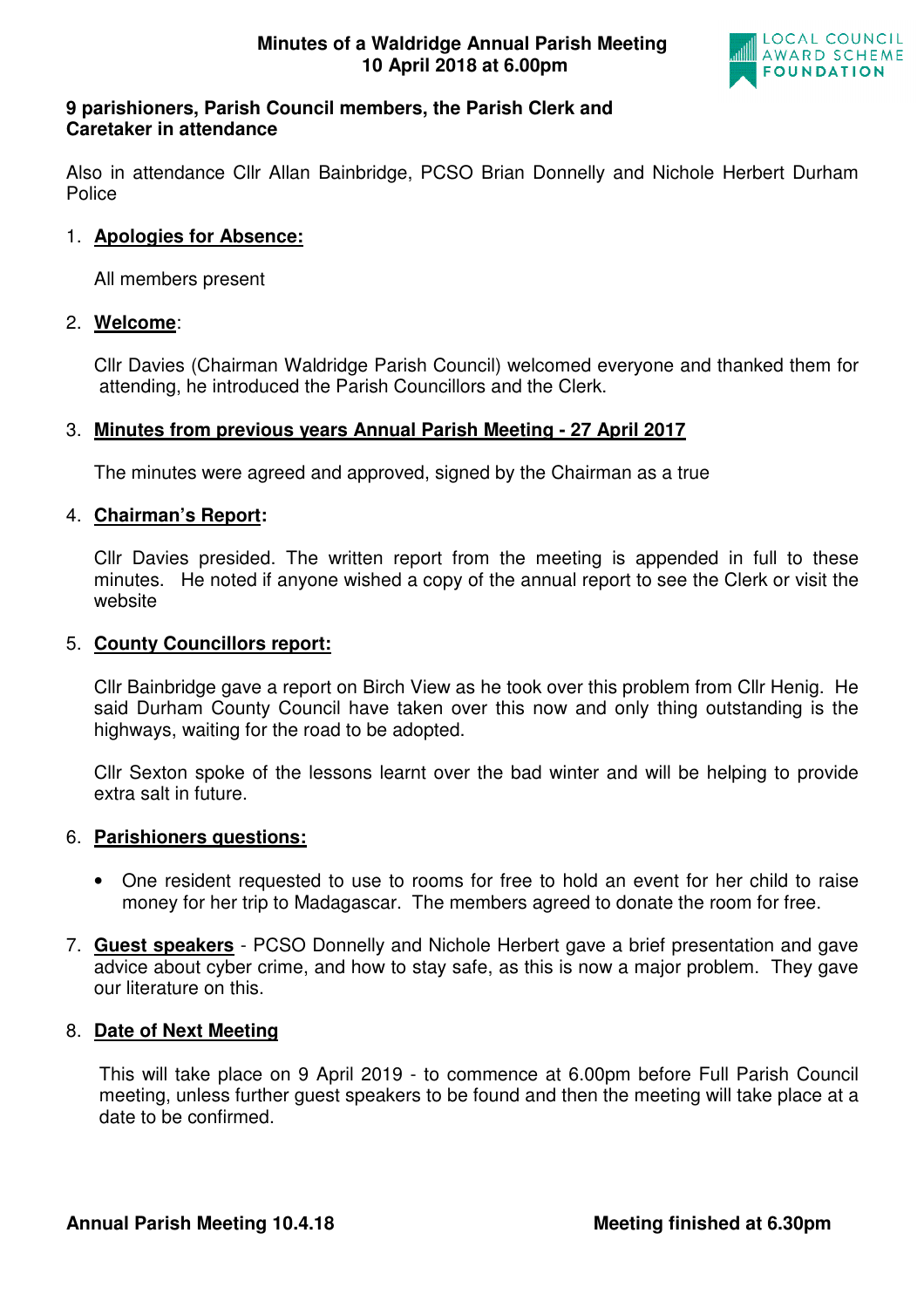# Minutes of a Waldridge Annual Parish Meeting
## 10 April 2018 at 6.00pm

LOCAL COUNCIL AWARD SCHEME FOUNDATION

**9 parishioners, Parish Council members, the Parish Clerk and Caretaker in attendance**

Also in attendance Cllr Allan Bainbridge, PCSO Brian Donnelly and Nichole Herbert Durham Police

1. **Apologies for Absence:**

   All members present

2. **Welcome**:

   Cllr Davies (Chairman Waldridge Parish Council) welcomed everyone and thanked them for attending, he introduced the Parish Councillors and the Clerk.

3. **Minutes from previous years Annual Parish Meeting - 27 April 2017**

   The minutes were agreed and approved, signed by the Chairman as a true

4. **Chairman's Report:**

   Cllr Davies presided. The written report from the meeting is appended in full to these minutes. He noted if anyone wished a copy of the annual report to see the Clerk or visit the website

5. **County Councillors report:**

   Cllr Bainbridge gave a report on Birch View as he took over this problem from Cllr Henig. He said Durham County Council have taken over this now and only thing outstanding is the highways, waiting for the road to be adopted.

   Cllr Sexton spoke of the lessons learnt over the bad winter and will be helping to provide extra salt in future.

6. **Parishioners questions:**

   - One resident requested to use to rooms for free to hold an event for her child to raise money for her trip to Madagascar. The members agreed to donate the room for free.

7. **Guest speakers** - PCSO Donnelly and Nichole Herbert gave a brief presentation and gave advice about cyber crime, and how to stay safe, as this is now a major problem. They gave our literature on this.

8. **Date of Next Meeting**

   This will take place on 9 April 2019 - to commence at 6.00pm before Full Parish Council meeting, unless further guest speakers to be found and then the meeting will take place at a date to be confirmed.

**Annual Parish Meeting 10.4.18** **Meeting finished at 6.30pm**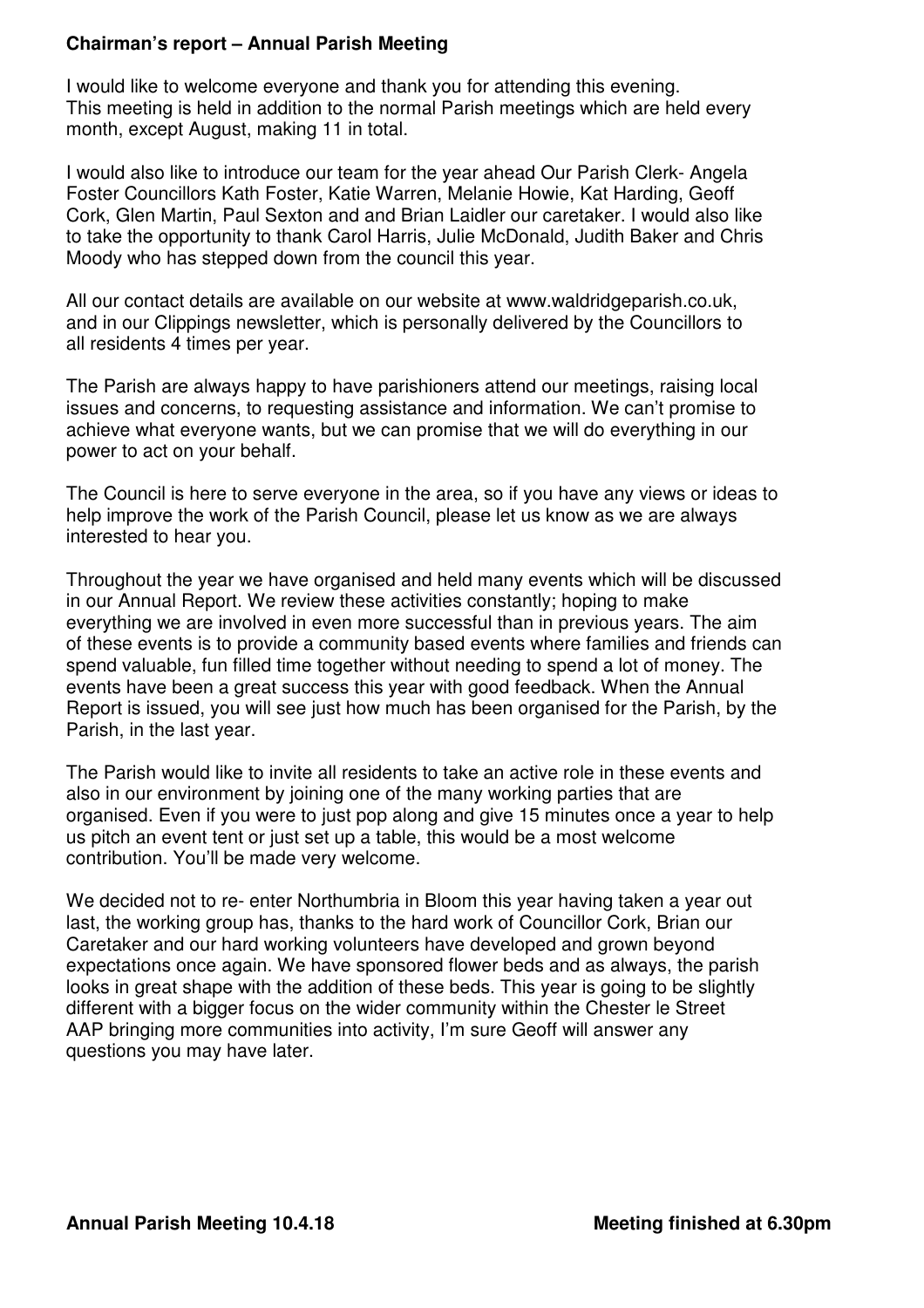**Chairman's report – Annual Parish Meeting**

I would like to welcome everyone and thank you for attending this evening.
This meeting is held in addition to the normal Parish meetings which are held every month, except August, making 11 in total.

I would also like to introduce our team for the year ahead Our Parish Clerk- Angela Foster Councillors Kath Foster, Katie Warren, Melanie Howie, Kat Harding, Geoff Cork, Glen Martin, Paul Sexton and and Brian Laidler our caretaker. I would also like to take the opportunity to thank Carol Harris, Julie McDonald, Judith Baker and Chris Moody who has stepped down from the council this year.

All our contact details are available on our website at www.waldridgeparish.co.uk, and in our Clippings newsletter, which is personally delivered by the Councillors to all residents 4 times per year.

The Parish are always happy to have parishioners attend our meetings, raising local issues and concerns, to requesting assistance and information. We can't promise to achieve what everyone wants, but we can promise that we will do everything in our power to act on your behalf.

The Council is here to serve everyone in the area, so if you have any views or ideas to help improve the work of the Parish Council, please let us know as we are always interested to hear you.

Throughout the year we have organised and held many events which will be discussed in our Annual Report. We review these activities constantly; hoping to make everything we are involved in even more successful than in previous years. The aim of these events is to provide a community based events where families and friends can spend valuable, fun filled time together without needing to spend a lot of money. The events have been a great success this year with good feedback. When the Annual Report is issued, you will see just how much has been organised for the Parish, by the Parish, in the last year.

The Parish would like to invite all residents to take an active role in these events and also in our environment by joining one of the many working parties that are organised. Even if you were to just pop along and give 15 minutes once a year to help us pitch an event tent or just set up a table, this would be a most welcome contribution. You'll be made very welcome.

We decided not to re- enter Northumbria in Bloom this year having taken a year out last, the working group has, thanks to the hard work of Councillor Cork, Brian our Caretaker and our hard working volunteers have developed and grown beyond expectations once again. We have sponsored flower beds and as always, the parish looks in great shape with the addition of these beds. This year is going to be slightly different with a bigger focus on the wider community within the Chester le Street AAP bringing more communities into activity, I'm sure Geoff will answer any questions you may have later.

**Annual Parish Meeting 10.4.18** **Meeting finished at 6.30pm**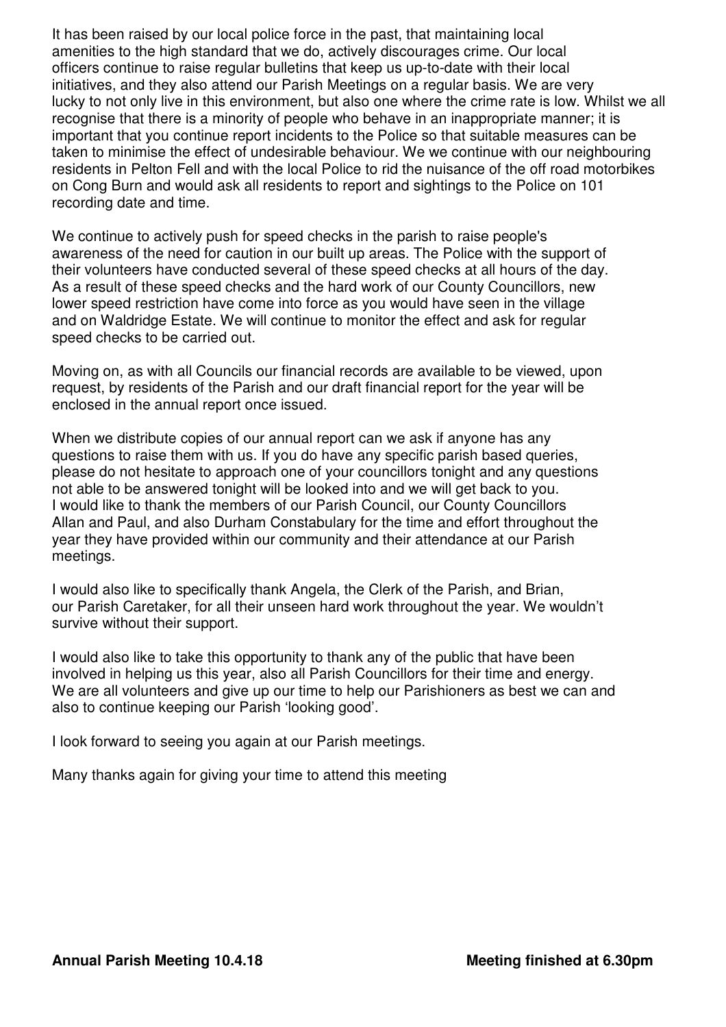It has been raised by our local police force in the past, that maintaining local amenities to the high standard that we do, actively discourages crime. Our local officers continue to raise regular bulletins that keep us up-to-date with their local initiatives, and they also attend our Parish Meetings on a regular basis. We are very lucky to not only live in this environment, but also one where the crime rate is low. Whilst we all recognise that there is a minority of people who behave in an inappropriate manner; it is important that you continue report incidents to the Police so that suitable measures can be taken to minimise the effect of undesirable behaviour. We we continue with our neighbouring residents in Pelton Fell and with the local Police to rid the nuisance of the off road motorbikes on Cong Burn and would ask all residents to report and sightings to the Police on 101 recording date and time.

We continue to actively push for speed checks in the parish to raise people's awareness of the need for caution in our built up areas. The Police with the support of their volunteers have conducted several of these speed checks at all hours of the day. As a result of these speed checks and the hard work of our County Councillors, new lower speed restriction have come into force as you would have seen in the village and on Waldridge Estate. We will continue to monitor the effect and ask for regular speed checks to be carried out.

Moving on, as with all Councils our financial records are available to be viewed, upon request, by residents of the Parish and our draft financial report for the year will be enclosed in the annual report once issued.

When we distribute copies of our annual report can we ask if anyone has any questions to raise them with us. If you do have any specific parish based queries, please do not hesitate to approach one of your councillors tonight and any questions not able to be answered tonight will be looked into and we will get back to you. I would like to thank the members of our Parish Council, our County Councillors Allan and Paul, and also Durham Constabulary for the time and effort throughout the year they have provided within our community and their attendance at our Parish meetings.

I would also like to specifically thank Angela, the Clerk of the Parish, and Brian, our Parish Caretaker, for all their unseen hard work throughout the year. We wouldn't survive without their support.

I would also like to take this opportunity to thank any of the public that have been involved in helping us this year, also all Parish Councillors for their time and energy. We are all volunteers and give up our time to help our Parishioners as best we can and also to continue keeping our Parish 'looking good'.

I look forward to seeing you again at our Parish meetings.

Many thanks again for giving your time to attend this meeting

**Annual Parish Meeting 10.4.18** **Meeting finished at 6.30pm**